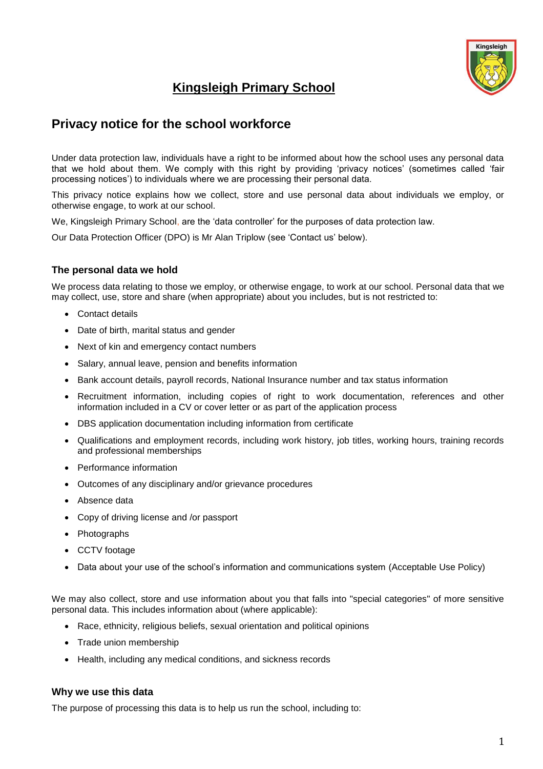# Kingsleigh Primary School

## Privacy notice for the school workforce

Under data protection law, individuals have a right to be informed about how the school uses any personal data that we hold about them. We comply with this right by providing 'privacy notices' (sometimes called 'fair processing notices') to individuals where we are processing their personal data.

This privacy notice explains how we collect, store and use personal data about individuals we employ, or otherwise engage, to work at our school.

We, Kingsleigh Primary School, are the 'data controller' for the purposes of data protection law.

Our Data Protection Officer (DPO) is Mr Alan Triplow (see 'Contact us' below).

### The personal data we hold

We process data relating to those we employ, or otherwise engage, to work at our school. Personal data that we may collect, use, store and share (when appropriate) about you includes, but is not restricted to:

- Contact details
- Date of birth, marital status and gender
- Next of kin and emergency contact numbers
- Salary, annual leave, pension and benefits information
- Bank account details, payroll records, National Insurance number and tax status information
- Recruitment information, including copies of right to work documentation, references and other information included in a CV or cover letter or as part of the application process
- DBS application documentation including information from certificate
- Qualifications and employment records, including work history, job titles, working hours, training records and professional memberships
- Performance information
- Outcomes of any disciplinary and/or grievance procedures
- Absence data
- Copy of driving license and /or passport
- Photographs
- CCTV footage
- Data about your use of the school's information and communications system (Acceptable Use Policy)

We may also collect, store and use information about you that falls into "special categories" of more sensitive personal data. This includes information about (where applicable):

- Race, ethnicity, religious beliefs, sexual orientation and political opinions
- Trade union membership
- Health, including any medical conditions, and sickness records

### Why we use this data

The purpose of processing this data is to help us run the school, including to: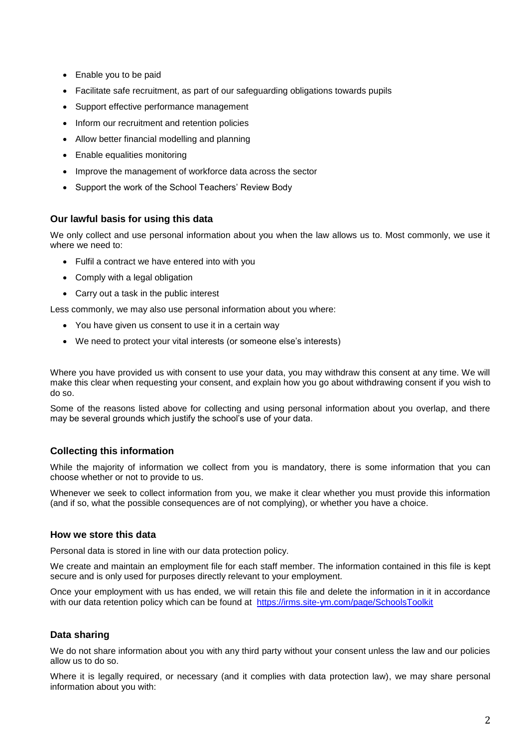- Enable you to be paid
- Facilitate safe recruitment, as part of our safeguarding obligations towards pupils
- Support effective performance management
- Inform our recruitment and retention policies
- Allow better financial modelling and planning
- Enable equalities monitoring
- Improve the management of workforce data across the sector
- Support the work of the School Teachers' Review Body

### Our lawful basis for using this data

We only collect and use personal information about you when the law allows us to. Most commonly, we use it where we need to:

- Fulfil a contract we have entered into with you
- Comply with a legal obligation
- Carry out a task in the public interest

Less commonly, we may also use personal information about you where:

- You have given us consent to use it in a certain way
- We need to protect your vital interests (or someone else's interests)

Where you have provided us with consent to use your data, you may withdraw this consent at any time. We will make this clear when requesting your consent, and explain how you go about withdrawing consent if you wish to do so.

Some of the reasons listed above for collecting and using personal information about you overlap, and there may be several grounds which justify the school's use of your data.

### Collecting this information

While the majority of information we collect from you is mandatory, there is some information that you can choose whether or not to provide to us.

Whenever we seek to collect information from you, we make it clear whether you must provide this information (and if so, what the possible consequences are of not complying), or whether you have a choice.

### How we store this data

Personal data is stored in line with our data protection policy.

We create and maintain an employment file for each staff member. The information contained in this file is kept secure and is only used for purposes directly relevant to your employment.

Once your employment with us has ended, we will retain this file and delete the information in it in accordance with our data retention policy which can be found at https://irms.site-ym.com/page/SchoolsToolkit

### Data sharing

We do not share information about you with any third party without your consent unless the law and our policies allow us to do so.

Where it is legally required, or necessary (and it complies with data protection law), we may share personal information about you with: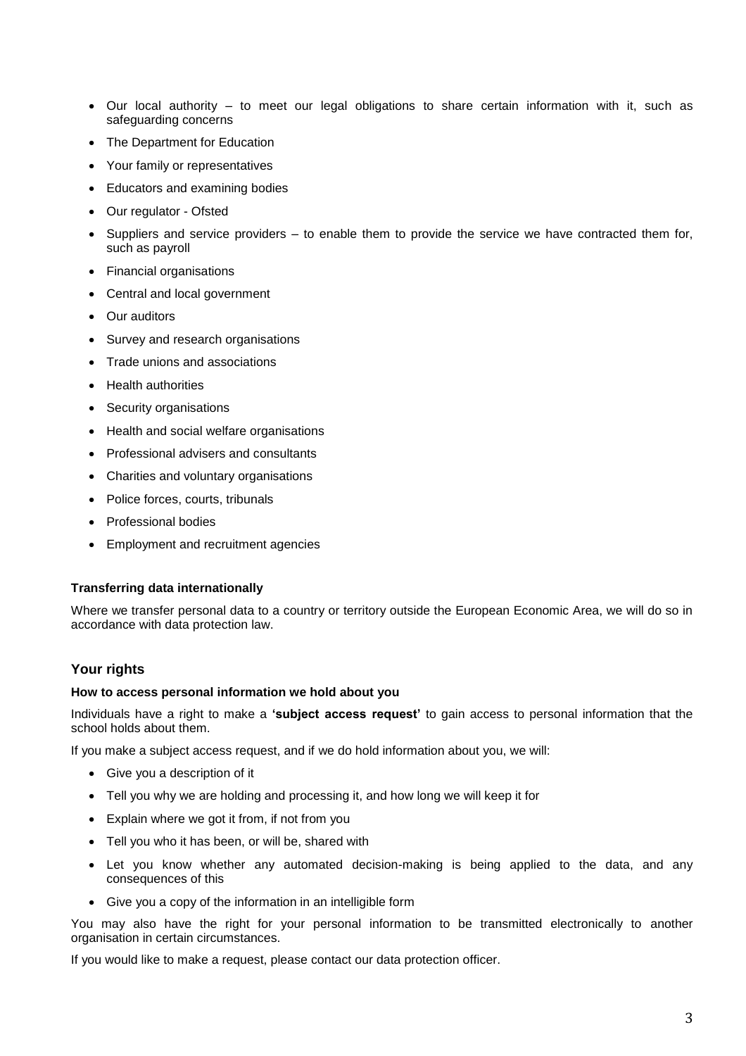- Our local authority – to meet our legal obligations to share certain information with it, such as safeguarding concerns
- The Department for Education
- Your family or representatives
- Educators and examining bodies
- Our regulator - Ofsted
- Suppliers and service providers – to enable them to provide the service we have contracted them for, such as payroll
- Financial organisations
- Central and local government
- Our auditors
- Survey and research organisations
- Trade unions and associations
- Health authorities
- Security organisations
- Health and social welfare organisations
- Professional advisers and consultants
- Charities and voluntary organisations
- Police forces, courts, tribunals
- Professional bodies
- Employment and recruitment agencies

#### Transferring data internationally

Where we transfer personal data to a country or territory outside the European Economic Area, we will do so in accordance with data protection law.

### Your rights

#### How to access personal information we hold about you

Individuals have a right to make a **'subject access request'** to gain access to personal information that the school holds about them.

If you make a subject access request, and if we do hold information about you, we will:

- Give you a description of it
- Tell you why we are holding and processing it, and how long we will keep it for
- Explain where we got it from, if not from you
- Tell you who it has been, or will be, shared with
- Let you know whether any automated decision-making is being applied to the data, and any consequences of this
- Give you a copy of the information in an intelligible form

You may also have the right for your personal information to be transmitted electronically to another organisation in certain circumstances.

If you would like to make a request, please contact our data protection officer.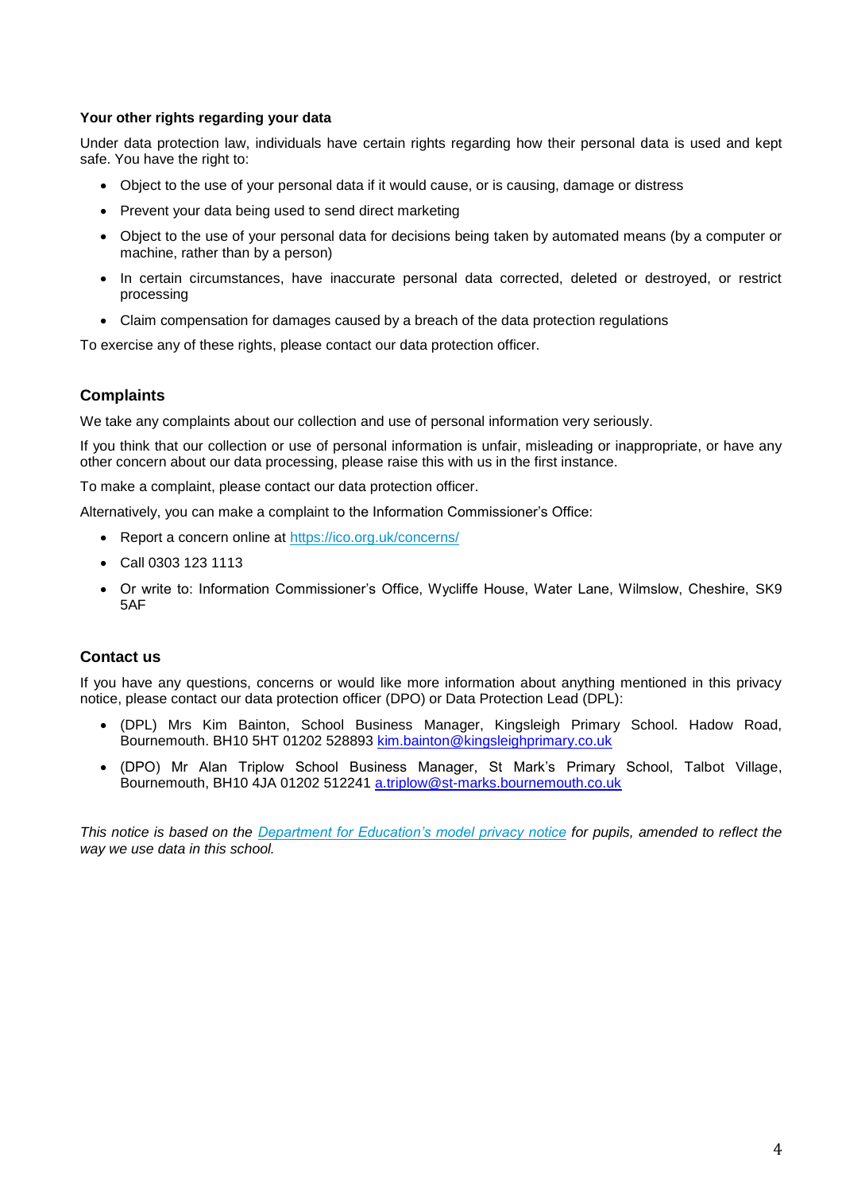**Your other rights regarding your data**

Under data protection law, individuals have certain rights regarding how their personal data is used and kept safe. You have the right to:

- Object to the use of your personal data if it would cause, or is causing, damage or distress
- Prevent your data being used to send direct marketing
- Object to the use of your personal data for decisions being taken by automated means (by a computer or machine, rather than by a person)
- In certain circumstances, have inaccurate personal data corrected, deleted or destroyed, or restrict processing
- Claim compensation for damages caused by a breach of the data protection regulations

To exercise any of these rights, please contact our data protection officer.

## Complaints

We take any complaints about our collection and use of personal information very seriously.

If you think that our collection or use of personal information is unfair, misleading or inappropriate, or have any other concern about our data processing, please raise this with us in the first instance.

To make a complaint, please contact our data protection officer.

Alternatively, you can make a complaint to the Information Commissioner's Office:

- Report a concern online at https://ico.org.uk/concerns/
- Call 0303 123 1113
- Or write to: Information Commissioner's Office, Wycliffe House, Water Lane, Wilmslow, Cheshire, SK9 5AF

## Contact us

If you have any questions, concerns or would like more information about anything mentioned in this privacy notice, please contact our data protection officer (DPO) or Data Protection Lead (DPL):

- (DPL) Mrs Kim Bainton, School Business Manager, Kingsleigh Primary School. Hadow Road, Bournemouth. BH10 5HT 01202 528893 kim.bainton@kingsleighprimary.co.uk
- (DPO) Mr Alan Triplow School Business Manager, St Mark's Primary School, Talbot Village, Bournemouth, BH10 4JA 01202 512241 a.triplow@st-marks.bournemouth.co.uk

*This notice is based on the Department for Education's model privacy notice for pupils, amended to reflect the way we use data in this school.*